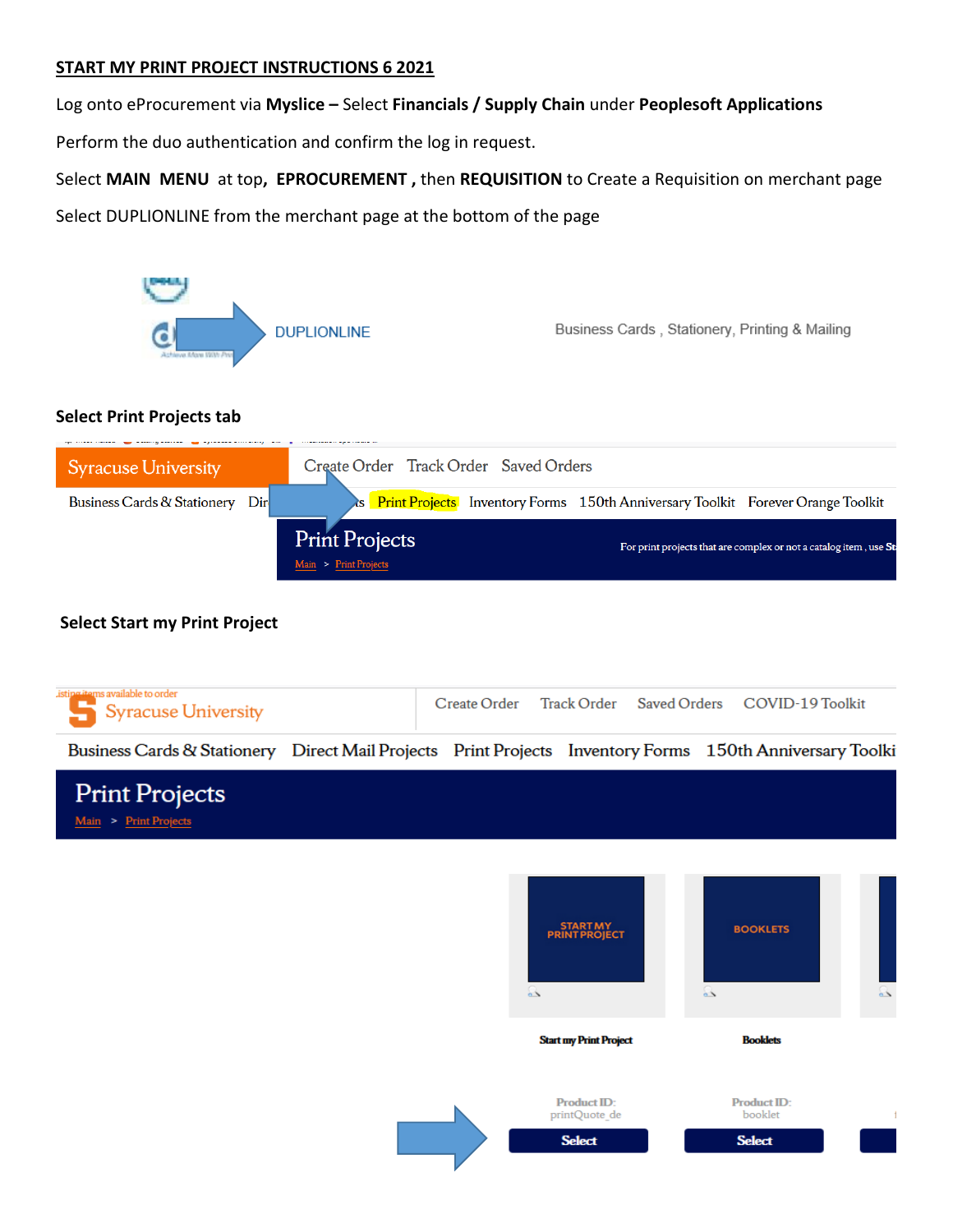# START MY PRINT PROJECT INSTRUCTIONS 6 2021

Log onto eProcurement via **Myslice –** Select **Financials / Supply Chain** under **Peoplesoft Applications**

Perform the duo authentication and confirm the log in request.

Select **MAIN MENU** at top, **EPROCUREMENT ,** then **REQUISITION** to Create a Requisition on merchant page

Select DUPLIONLINE from the merchant page at the bottom of the page

DUPLIONLINE    Business Cards , Stationery, Printing & Mailing

**Select Print Projects tab**

Syracuse University    Create Order    Track Order    Saved Orders

Business Cards & Stationery    Dir...s    Print Projects    Inventory Forms    150th Anniversary Toolkit    Forever Orange Toolkit

Print Projects    For print projects that are complex or not a catalog item , use St

Main > Print Projects

**Select Start my Print Project**

Syracuse University    Create Order    Track Order    Saved Orders    COVID-19 Toolkit

Business Cards & Stationery    Direct Mail Projects    Print Projects    Inventory Forms    150th Anniversary Toolki

Print Projects

Main > Print Projects

| START MY PRINT PROJECT | BOOKLETS |
|---|---|
| Start my Print Project | Booklets |
| Product ID: printQuote_de | Product ID: booklet |
| Select | Select |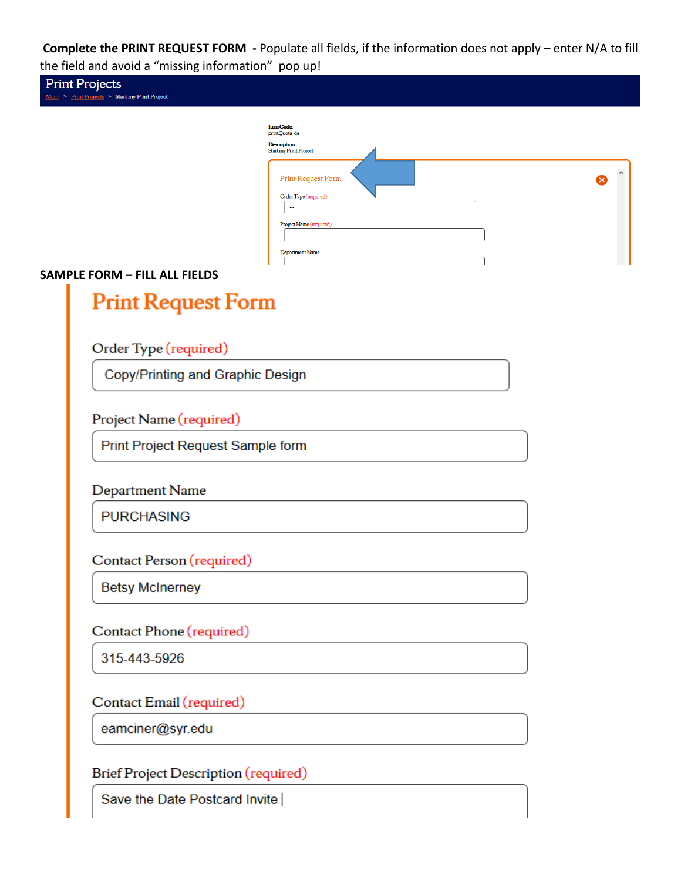**Complete the PRINT REQUEST FORM** - Populate all fields, if the information does not apply – enter N/A to fill the field and avoid a "missing information" pop up!

Print Projects

Main > Print Projects > Start my Print Project

Item Code
printQuote_de

Description
Start my Print Project

Print Request Form

Order Type (required)

--

Project Name (required)

Department Name

**SAMPLE FORM – FILL ALL FIELDS**

## Print Request Form

Order Type (required)

Copy/Printing and Graphic Design

Project Name (required)

Print Project Request Sample form

Department Name

PURCHASING

Contact Person (required)

Betsy McInerney

Contact Phone (required)

315-443-5926

Contact Email (required)

eamciner@syr.edu

Brief Project Description (required)

Save the Date Postcard Invite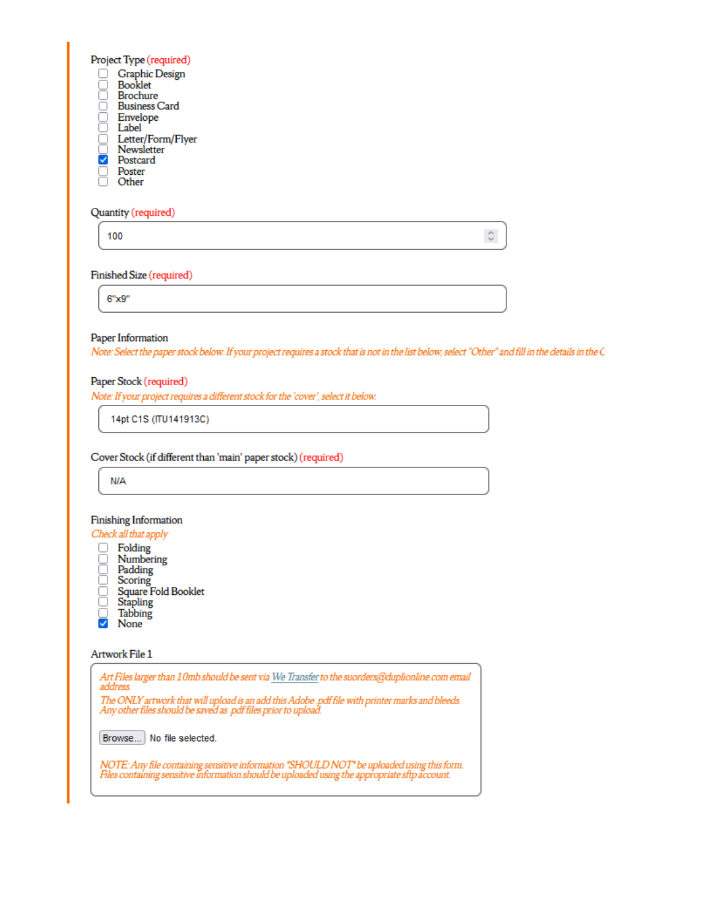Project Type (required)

- [ ] Graphic Design
- [ ] Booklet
- [ ] Brochure
- [ ] Business Card
- [ ] Envelope
- [ ] Label
- [ ] Letter/Form/Flyer
- [ ] Newsletter
- [x] Postcard
- [ ] Poster
- [ ] Other

Quantity (required)

100

Finished Size (required)

6"x9"

Paper Information

*Note: Select the paper stock below. If your project requires a stock that is not in the list below, select "Other" and fill in the details in the C*

Paper Stock (required)

*Note: If your project requires a different stock for the 'cover', select it below.*

14pt C1S (ITU141913C)

Cover Stock (if different than 'main' paper stock) (required)

N/A

Finishing Information

*Check all that apply*

- [ ] Folding
- [ ] Numbering
- [ ] Padding
- [ ] Scoring
- [ ] Square Fold Booklet
- [ ] Stapling
- [ ] Tabbing
- [x] None

Artwork File 1

*Art Files larger than 10mb should be sent via We Transfer to the suorders@duplionline.com email address.*

*The ONLY artwork that will upload is an add this Adobe .pdf file with printer marks and bleeds. Any other files should be saved as .pdf files prior to upload.*

Browse... No file selected.

*NOTE: Any file containing sensitive information \*SHOULD NOT\* be uploaded using this form. Files containing sensitive information should be uploaded using the appropriate sftp account.*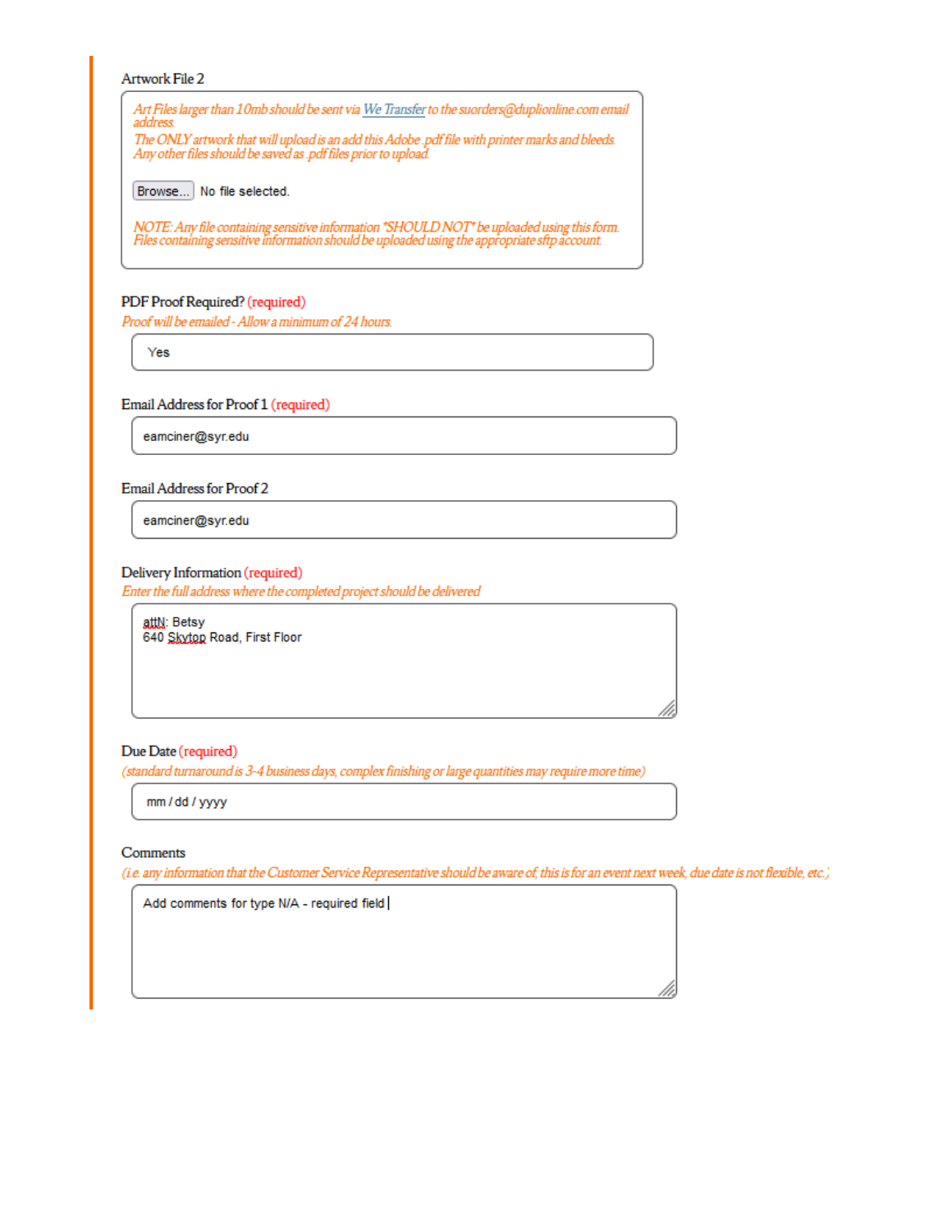Artwork File 2

*Art Files larger than 10mb should be sent via We Transfer to the suorders@duplionline.com email address.*
*The ONLY artwork that will upload is an add this Adobe .pdf file with printer marks and bleeds.*
*Any other files should be saved as .pdf files prior to upload.*

Browse... No file selected.

*NOTE: Any file containing sensitive information *SHOULD NOT* be uploaded using this form.*
*Files containing sensitive information should be uploaded using the appropriate sftp account.*

PDF Proof Required? (required)

*Proof will be emailed - Allow a minimum of 24 hours.*

Yes

Email Address for Proof 1 (required)

eamciner@syr.edu

Email Address for Proof 2

eamciner@syr.edu

Delivery Information (required)

*Enter the full address where the completed project should be delivered*

attN: Betsy
640 Skytop Road, First Floor

Due Date (required)

*(standard turnaround is 3-4 business days, complex finishing or large quantities may require more time)*

mm / dd / yyyy

Comments

*(i.e. any information that the Customer Service Representative should be aware of, this is for an event next week, due date is not flexible, etc.)*

Add comments for type N/A - required field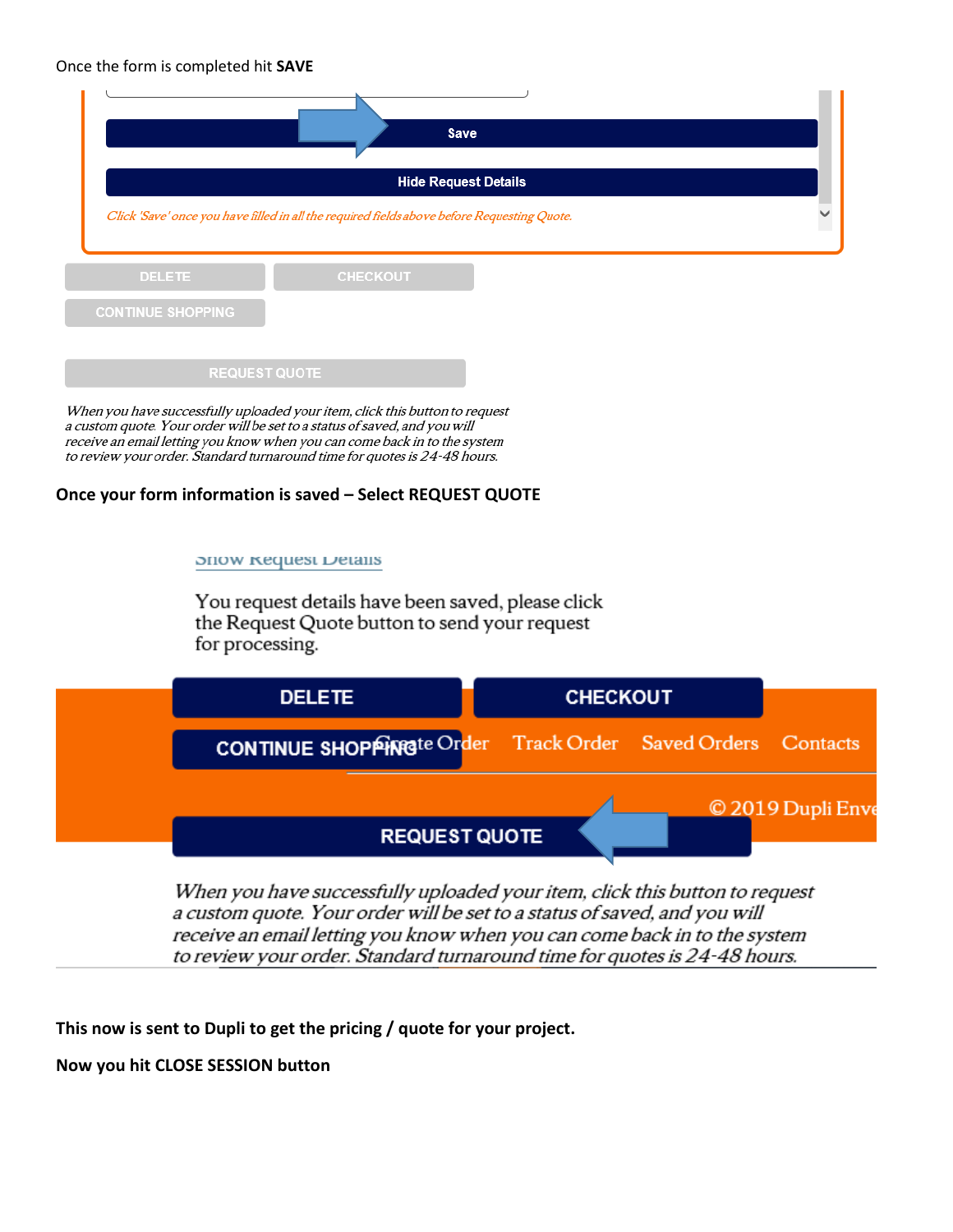Once the form is completed hit **SAVE**

Save

Hide Request Details

*Click 'Save' once you have filled in all the required fields above before Requesting Quote.*

DELETE CHECKOUT

CONTINUE SHOPPING

REQUEST QUOTE

*When you have successfully uploaded your item, click this button to request a custom quote. Your order will be set to a status of saved, and you will receive an email letting you know when you can come back in to the system to review your order. Standard turnaround time for quotes is 24-48 hours.*

**Once your form information is saved – Select REQUEST QUOTE**

Show Request Details

You request details have been saved, please click the Request Quote button to send your request for processing.

DELETE CHECKOUT

CONTINUE SHOPPING Create Order Track Order Saved Orders Contacts

© 2019 Dupli Enve

REQUEST QUOTE

*When you have successfully uploaded your item, click this button to request a custom quote. Your order will be set to a status of saved, and you will receive an email letting you know when you can come back in to the system to review your order. Standard turnaround time for quotes is 24-48 hours.*

**This now is sent to Dupli to get the pricing / quote for your project.**

**Now you hit CLOSE SESSION button**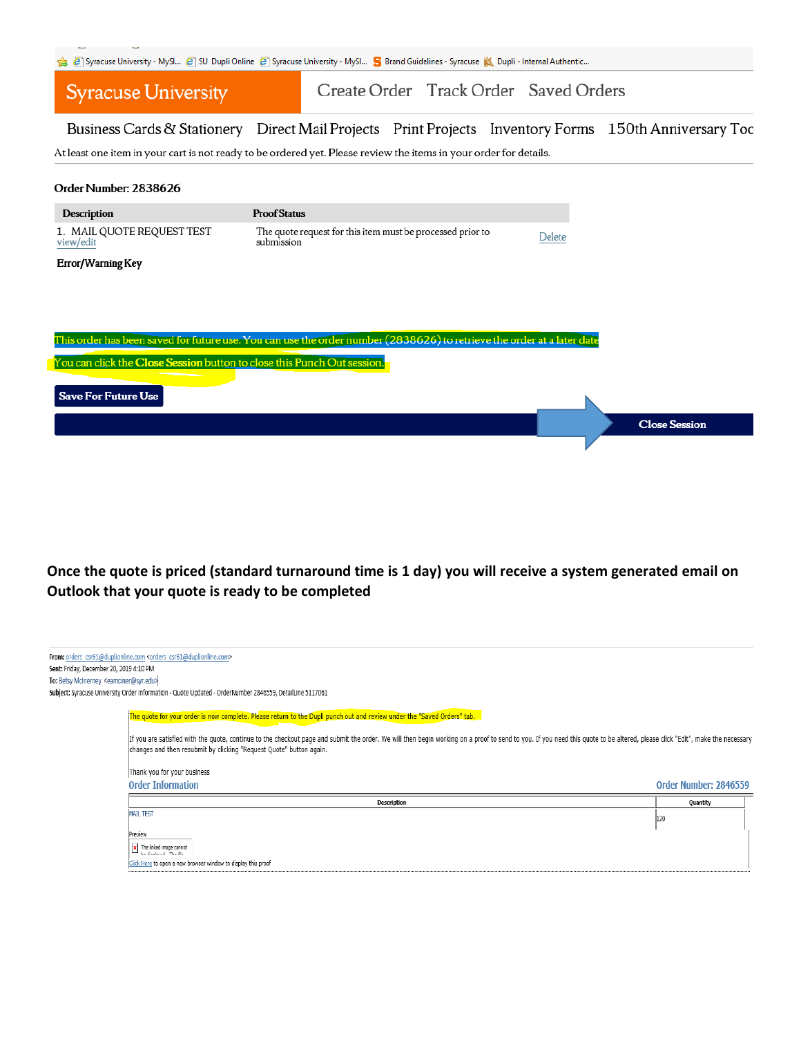Syracuse University - MySl... SU Dupli Online Syracuse University - MySl... Brand Guidelines - Syracuse Dupli - Internal Authentic...

Syracuse University | Create Order | Track Order | Saved Orders

Business Cards & Stationery | Direct Mail Projects | Print Projects | Inventory Forms | 150th Anniversary Too

At least one item in your cart is not ready to be ordered yet. Please review the items in your order for details.

**Order Number: 2838626**

| Description | Proof Status | |
|---|---|---|
| 1. MAIL QUOTE REQUEST TEST view/edit | The quote request for this item must be processed prior to submission | Delete |

**Error/Warning Key**

This order has been saved for future use. You can use the order number (2838626) to retrieve the order at a later date

You can click the **Close Session** button to close this Punch Out session.

**Save For Future Use**

**Close Session**

**Once the quote is priced (standard turnaround time is 1 day) you will receive a system generated email on Outlook that your quote is ready to be completed**

**From:** orders_csr61@duplionline.com <orders_csr61@duplionline.com>
**Sent:** Friday, December 20, 2019 4:10 PM
**To:** Betsy McInerney <eamciner@syr.edu>
**Subject:** Syracuse University Order Information - Quote Updated - OrderNumber 2846559, DetailLine 5117061

The quote for your order is now complete. Please return to the Dupli punch out and review under the "Saved Orders" tab.

If you are satisfied with the quote, continue to the checkout page and submit the order. We will then begin working on a proof to send to you. If you need this quote to be altered, please click "Edit", make the necessary changes and then resubmit by clicking "Request Quote" button again.

Thank you for your business

Order Information — Order Number: 2846559

| Description | Quantity |
|---|---|
| MAIL TEST | 120 |

Preview

The linked image cannot be displayed...

Click Here to open a new browser window to display this proof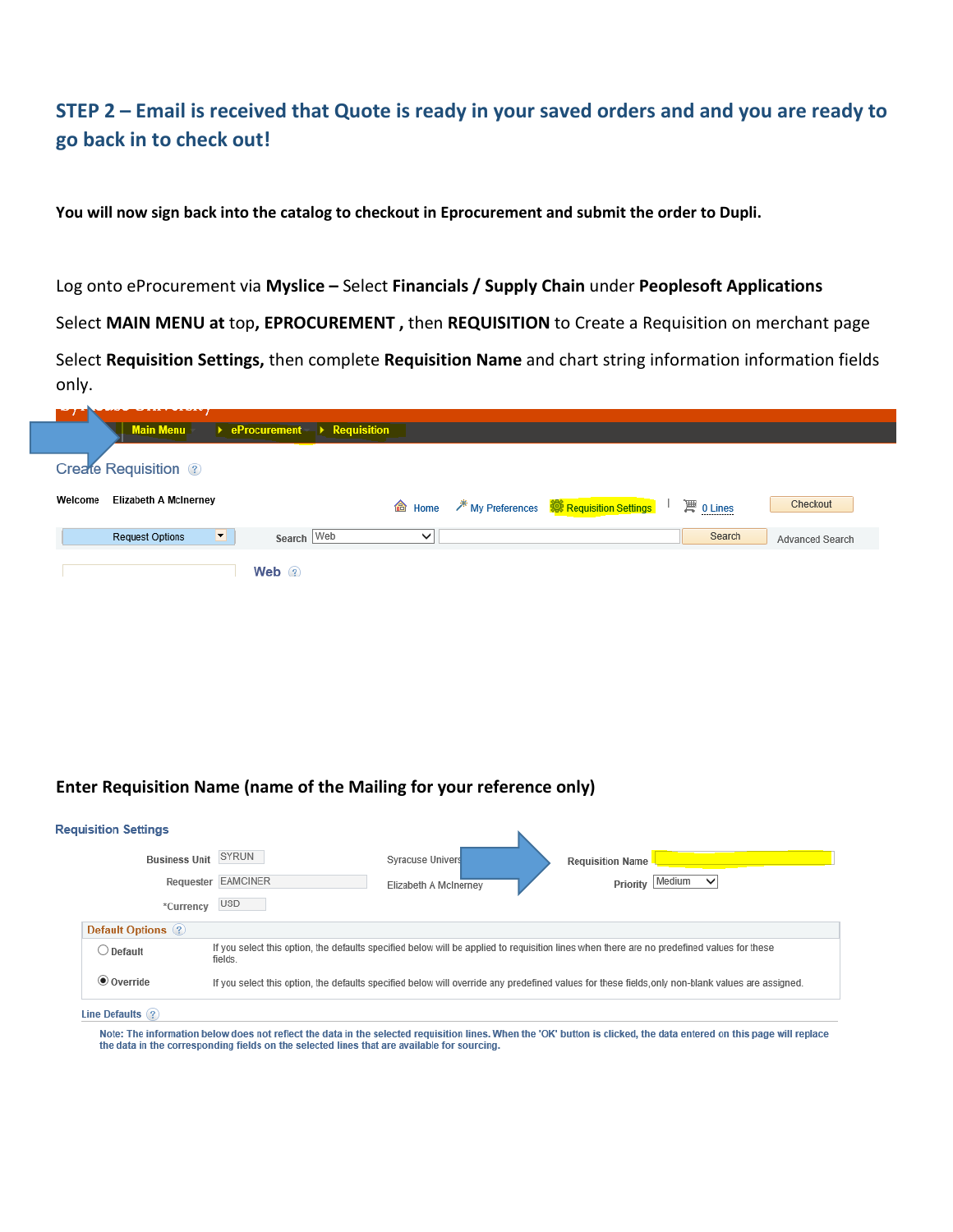## STEP 2 – Email is received that Quote is ready in your saved orders and and you are ready to go back in to check out!

**You will now sign back into the catalog to checkout in Eprocurement and submit the order to Dupli.**

Log onto eProcurement via **Myslice –** Select **Financials / Supply Chain** under **Peoplesoft Applications**

Select **MAIN MENU at** top**, EPROCUREMENT ,** then **REQUISITION** to Create a Requisition on merchant page

Select **Requisition Settings,** then complete **Requisition Name** and chart string information information fields only.

Main Menu ▸ eProcurement ▸ Requisition

Create Requisition

Welcome Elizabeth A McInerney

Home | My Preferences | Requisition Settings | 0 Lines | Checkout

Request Options | Search Web | Search | Advanced Search

Web

**Enter Requisition Name (name of the Mailing for your reference only)**

Requisition Settings

Business Unit SYRUN Syracuse Univers

Requester EAMCINER Elizabeth A McInerney

*Currency USD

Requisition Name

Priority Medium

Default Options

Default — If you select this option, the defaults specified below will be applied to requisition lines when there are no predefined values for these fields.

Override — If you select this option, the defaults specified below will override any predefined values for these fields,only non-blank values are assigned.

Line Defaults

Note: The information below does not reflect the data in the selected requisition lines. When the 'OK' button is clicked, the data entered on this page will replace the data in the corresponding fields on the selected lines that are available for sourcing.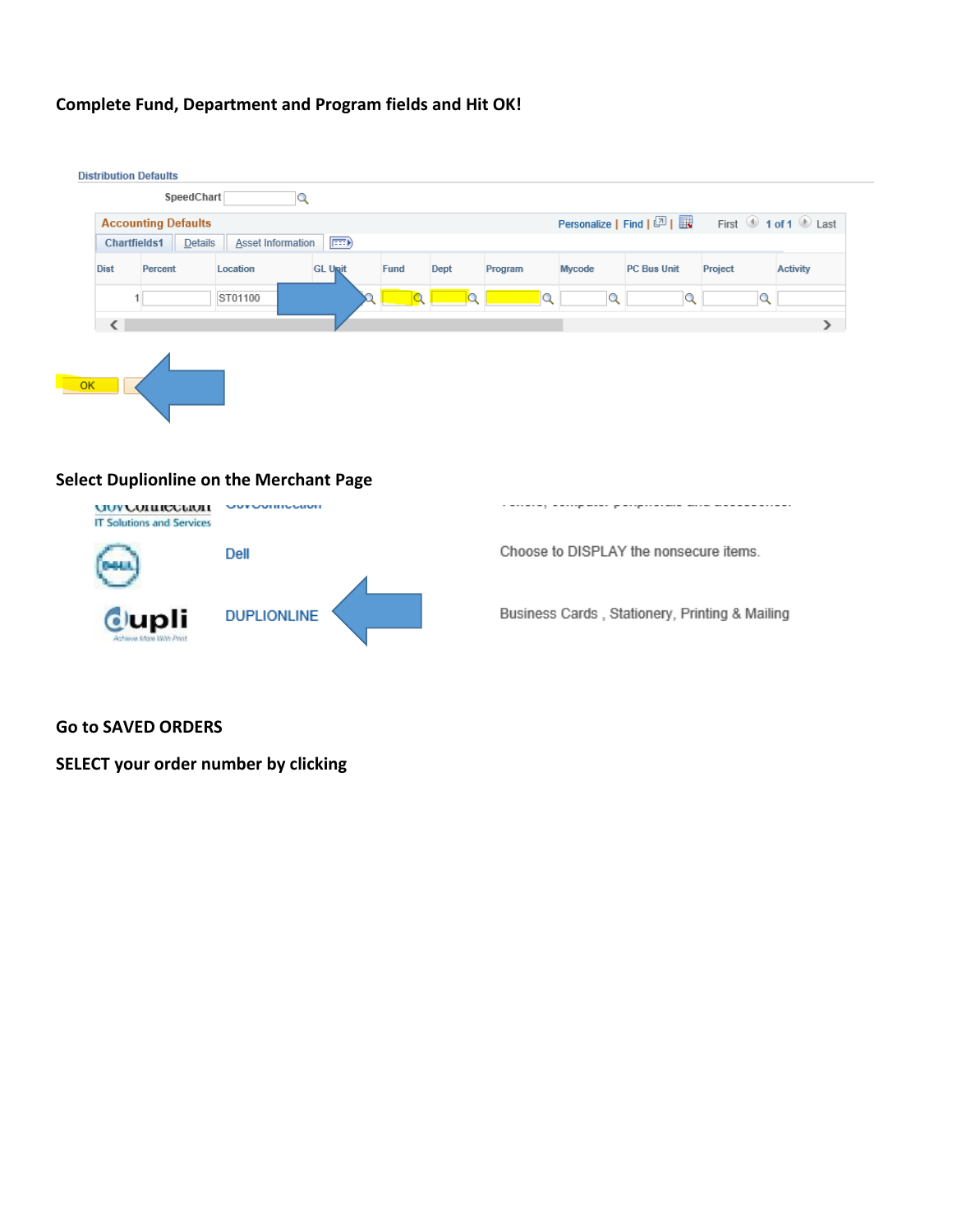**Complete Fund, Department and Program fields and Hit OK!**

Distribution Defaults

SpeedChart

Accounting Defaults — Personalize | Find | First 1 of 1 Last

Chartfields1 | Details | Asset Information

| Dist | Percent | Location | GL Unit | Fund | Dept | Program | Mycode | PC Bus Unit | Project | Activity |
|---|---|---|---|---|---|---|---|---|---|---|
| 1 | | ST01100 | | | | | | | | |

OK

**Select Duplionline on the Merchant Page**

GovConnection — IT Solutions and Services

Dell — Choose to DISPLAY the nonsecure items.

DUPLIONLINE — Business Cards , Stationery, Printing & Mailing

**Go to SAVED ORDERS**

**SELECT your order number by clicking**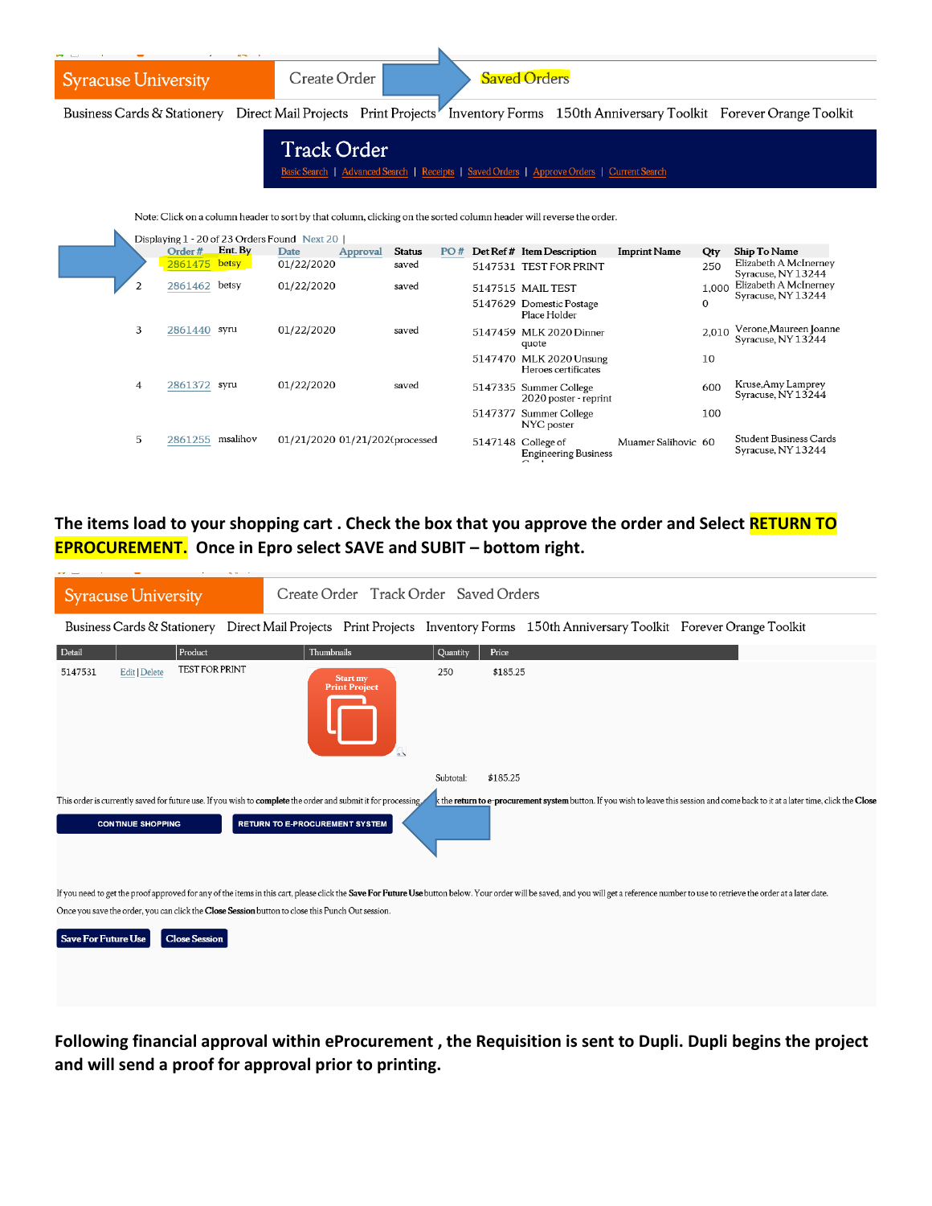Syracuse University | Create Order | Saved Orders

Business Cards & Stationery | Direct Mail Projects | Print Projects | Inventory Forms | 150th Anniversary Toolkit | Forever Orange Toolkit

## Track Order

Basic Search | Advanced Search | Receipts | Saved Orders | Approve Orders | Current Search

Note: Click on a column header to sort by that column, clicking on the sorted column header will reverse the order.

Displaying 1 - 20 of 23 Orders Found Next 20 |

| | Order # | Ent. By | Date | Approval | Status | PO # | Det Ref # | Item Description | Imprint Name | Qty | Ship To Name |
|---|---|---|---|---|---|---|---|---|---|---|---|
| 1 | 2861475 | betsy | 01/22/2020 | | saved | | 5147531 | TEST FOR PRINT | | 250 | Elizabeth A McInerney Syracuse, NY 13244 |
| 2 | 2861462 | betsy | 01/22/2020 | | saved | | 5147515 | MAIL TEST | | 1,000 | Elizabeth A McInerney Syracuse, NY 13244 |
| | | | | | | | 5147629 | Domestic Postage Place Holder | | 0 | |
| 3 | 2861440 | syru | 01/22/2020 | | saved | | 5147459 | MLK 2020 Dinner quote | | 2,010 | Verone,Maureen Joanne Syracuse, NY 13244 |
| | | | | | | | 5147470 | MLK 2020 Unsung Heroes certificates | | 10 | |
| 4 | 2861372 | syru | 01/22/2020 | | saved | | 5147335 | Summer College 2020 poster - reprint | | 600 | Kruse,Amy Lamprey Syracuse, NY 13244 |
| | | | | | | | 5147377 | Summer College NYC poster | | 100 | |
| 5 | 2861255 | msalihov | 01/21/2020 | 01/21/202( | processed | | 5147148 | College of Engineering Business | Muamer Salihovic | 60 | Student Business Cards Syracuse, NY 13244 |

**The items load to your shopping cart . Check the box that you approve the order and Select RETURN TO EPROCUREMENT. Once in Epro select SAVE and SUBIT – bottom right.**

Syracuse University | Create Order | Track Order | Saved Orders

Business Cards & Stationery | Direct Mail Projects | Print Projects | Inventory Forms | 150th Anniversary Toolkit | Forever Orange Toolkit

| Detail | | Product | Thumbnails | Quantity | Price |
|---|---|---|---|---|---|
| 5147531 | Edit \| Delete | TEST FOR PRINT | Start my Print Project | 250 | $185.25 |

Subtotal: $185.25

This order is currently saved for future use. If you wish to **complete** the order and submit it for processing, click the **return to e-procurement system** button. If you wish to leave this session and come back to it at a later time, click the **Close**

CONTINUE SHOPPING | RETURN TO E-PROCUREMENT SYSTEM

If you need to get the proof approved for any of the items in this cart, please click the **Save For Future Use** button below. Your order will be saved, and you will get a reference number to use to retrieve the order at a later date.

Once you save the order, you can click the **Close Session** button to close this Punch Out session.

Save For Future Use | Close Session

**Following financial approval within eProcurement , the Requisition is sent to Dupli. Dupli begins the project and will send a proof for approval prior to printing.**